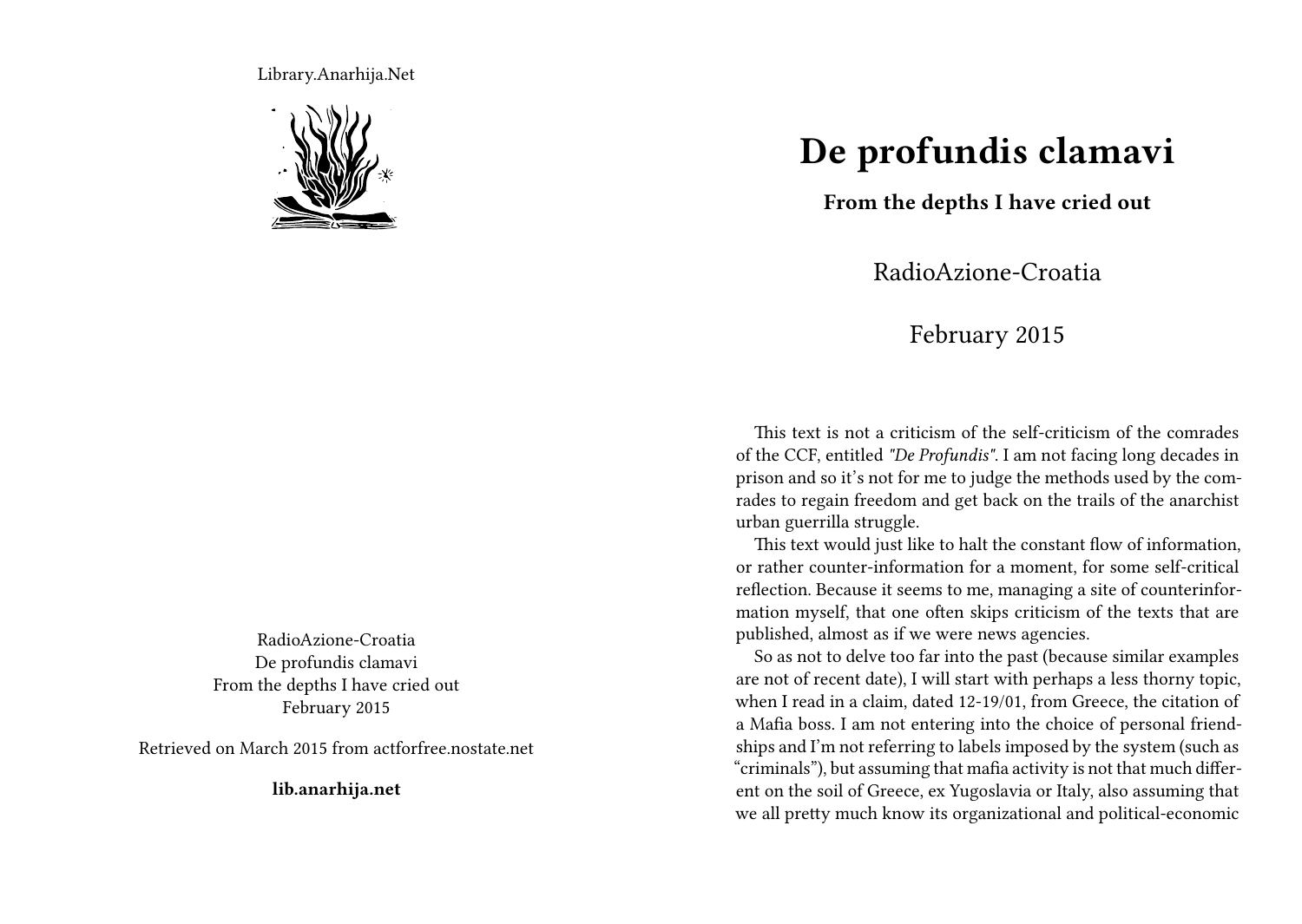Library.Anarhija.Net

RadioAzione-Croatia
De profundis clamavi
From the depths I have cried out
February 2015

Retrieved on March 2015 from actforfree.nostate.net

**lib.anarhija.net**

# De profundis clamavi

**From the depths I have cried out**

RadioAzione-Croatia

February 2015

This text is not a criticism of the self-criticism of the comrades of the CCF, entitled *"De Profundis"*. I am not facing long decades in prison and so it's not for me to judge the methods used by the comrades to regain freedom and get back on the trails of the anarchist urban guerrilla struggle.

This text would just like to halt the constant flow of information, or rather counter-information for a moment, for some self-critical reflection. Because it seems to me, managing a site of counterinformation myself, that one often skips criticism of the texts that are published, almost as if we were news agencies.

So as not to delve too far into the past (because similar examples are not of recent date), I will start with perhaps a less thorny topic, when I read in a claim, dated 12-19/01, from Greece, the citation of a Mafia boss. I am not entering into the choice of personal friendships and I'm not referring to labels imposed by the system (such as "criminals"), but assuming that mafia activity is not that much different on the soil of Greece, ex Yugoslavia or Italy, also assuming that we all pretty much know its organizational and political-economic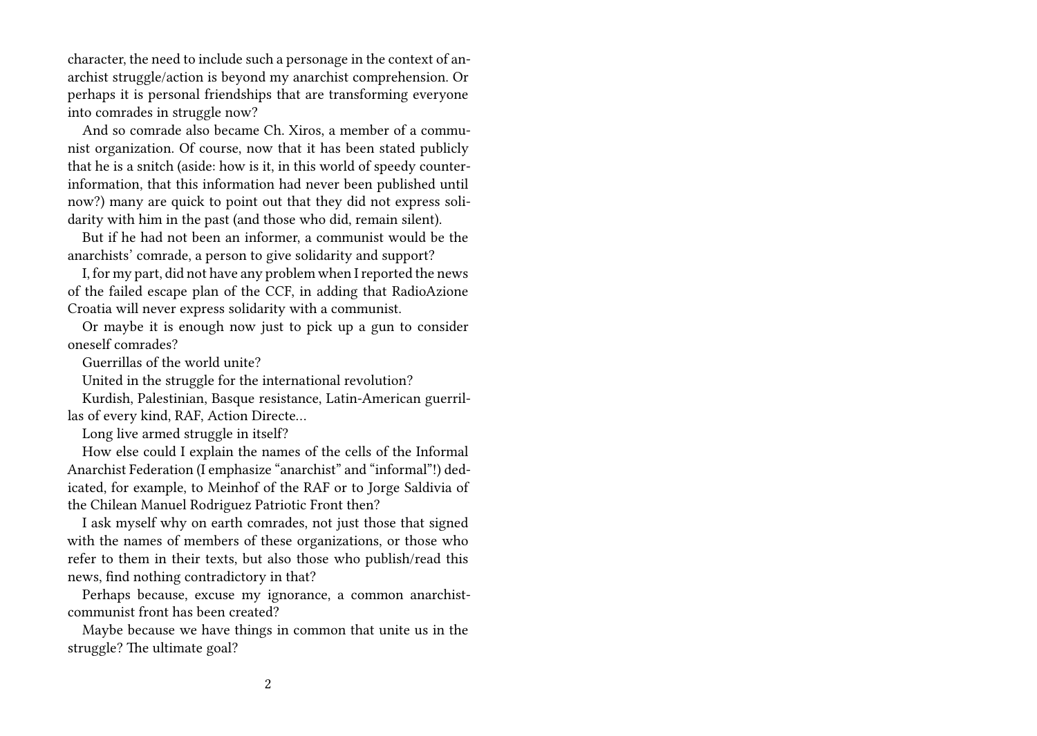character, the need to include such a personage in the context of anarchist struggle/action is beyond my anarchist comprehension. Or perhaps it is personal friendships that are transforming everyone into comrades in struggle now?

And so comrade also became Ch. Xiros, a member of a communist organization. Of course, now that it has been stated publicly that he is a snitch (aside: how is it, in this world of speedy counter-information, that this information had never been published until now?) many are quick to point out that they did not express solidarity with him in the past (and those who did, remain silent).

But if he had not been an informer, a communist would be the anarchists' comrade, a person to give solidarity and support?

I, for my part, did not have any problem when I reported the news of the failed escape plan of the CCF, in adding that RadioAzione Croatia will never express solidarity with a communist.

Or maybe it is enough now just to pick up a gun to consider oneself comrades?

Guerrillas of the world unite?

United in the struggle for the international revolution?

Kurdish, Palestinian, Basque resistance, Latin-American guerrillas of every kind, RAF, Action Directe…

Long live armed struggle in itself?

How else could I explain the names of the cells of the Informal Anarchist Federation (I emphasize "anarchist" and "informal"!) dedicated, for example, to Meinhof of the RAF or to Jorge Saldivia of the Chilean Manuel Rodriguez Patriotic Front then?

I ask myself why on earth comrades, not just those that signed with the names of members of these organizations, or those who refer to them in their texts, but also those who publish/read this news, find nothing contradictory in that?

Perhaps because, excuse my ignorance, a common anarchist-communist front has been created?

Maybe because we have things in common that unite us in the struggle? The ultimate goal?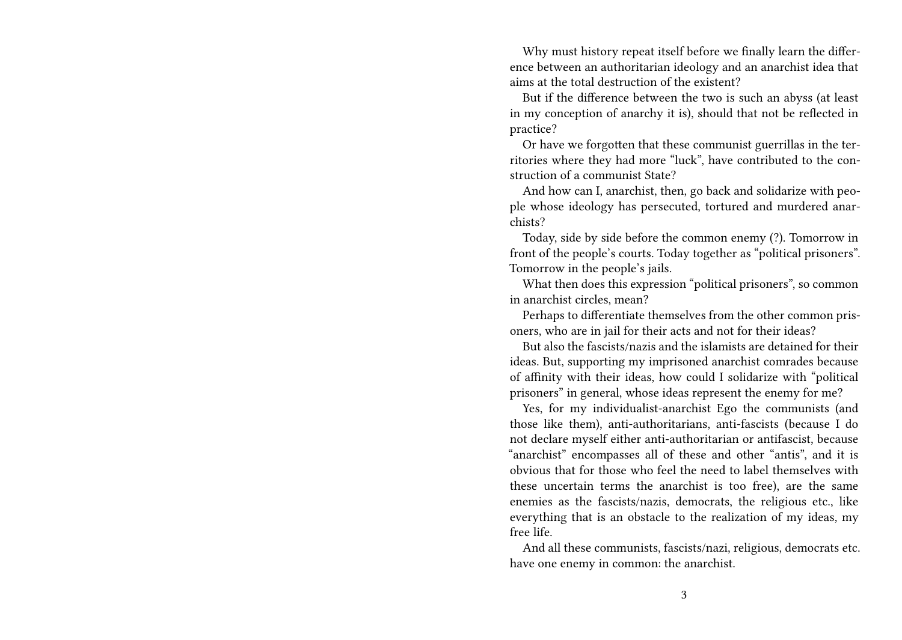Why must history repeat itself before we finally learn the difference between an authoritarian ideology and an anarchist idea that aims at the total destruction of the existent?

But if the difference between the two is such an abyss (at least in my conception of anarchy it is), should that not be reflected in practice?

Or have we forgotten that these communist guerrillas in the territories where they had more "luck", have contributed to the construction of a communist State?

And how can I, anarchist, then, go back and solidarize with people whose ideology has persecuted, tortured and murdered anarchists?

Today, side by side before the common enemy (?). Tomorrow in front of the people's courts. Today together as "political prisoners". Tomorrow in the people's jails.

What then does this expression "political prisoners", so common in anarchist circles, mean?

Perhaps to differentiate themselves from the other common prisoners, who are in jail for their acts and not for their ideas?

But also the fascists/nazis and the islamists are detained for their ideas. But, supporting my imprisoned anarchist comrades because of affinity with their ideas, how could I solidarize with "political prisoners" in general, whose ideas represent the enemy for me?

Yes, for my individualist-anarchist Ego the communists (and those like them), anti-authoritarians, anti-fascists (because I do not declare myself either anti-authoritarian or antifascist, because "anarchist" encompasses all of these and other "antis", and it is obvious that for those who feel the need to label themselves with these uncertain terms the anarchist is too free), are the same enemies as the fascists/nazis, democrats, the religious etc., like everything that is an obstacle to the realization of my ideas, my free life.

And all these communists, fascists/nazi, religious, democrats etc. have one enemy in common: the anarchist.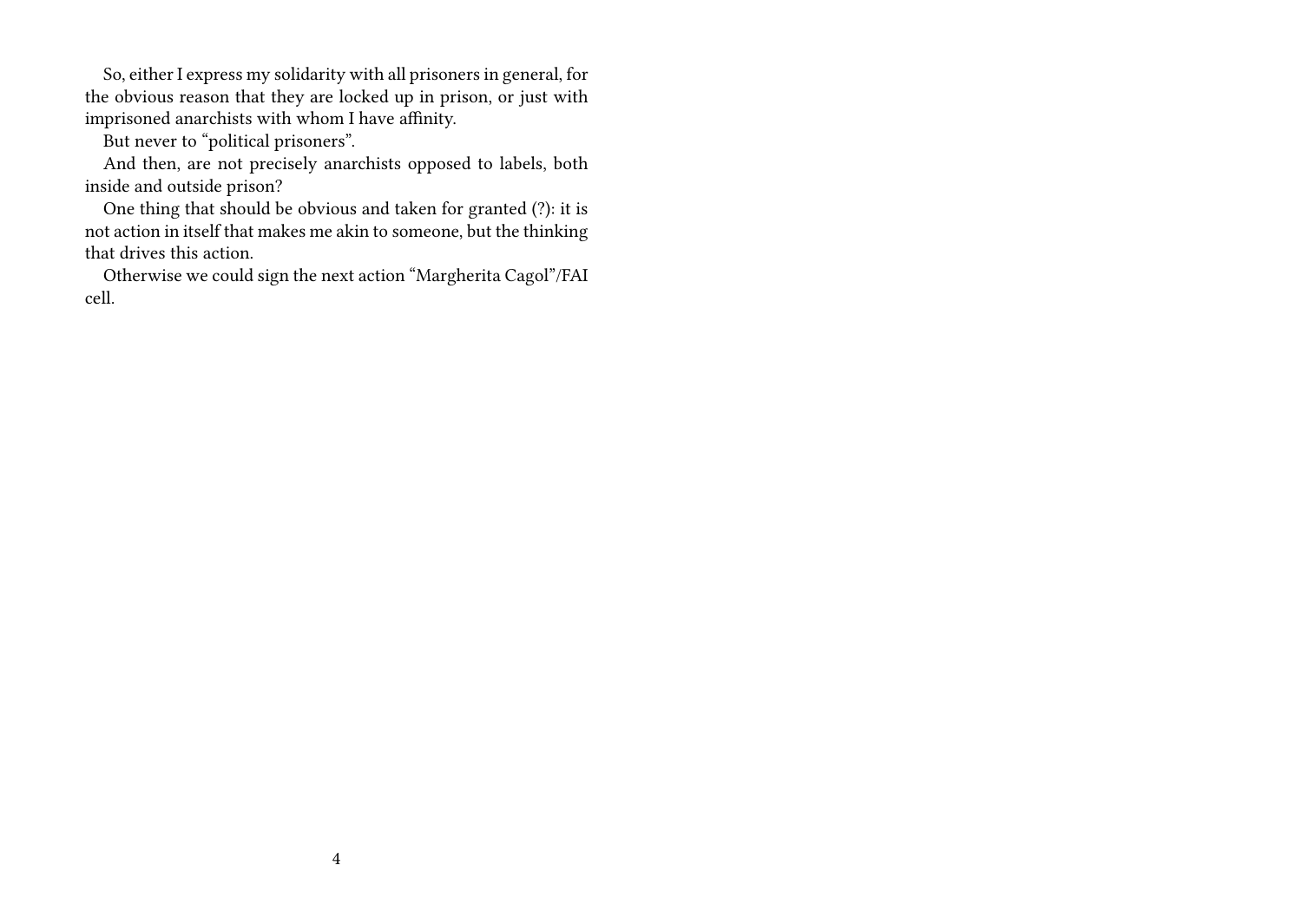So, either I express my solidarity with all prisoners in general, for the obvious reason that they are locked up in prison, or just with imprisoned anarchists with whom I have affinity.

But never to "political prisoners".

And then, are not precisely anarchists opposed to labels, both inside and outside prison?

One thing that should be obvious and taken for granted (?): it is not action in itself that makes me akin to someone, but the thinking that drives this action.

Otherwise we could sign the next action "Margherita Cagol"/FAI cell.